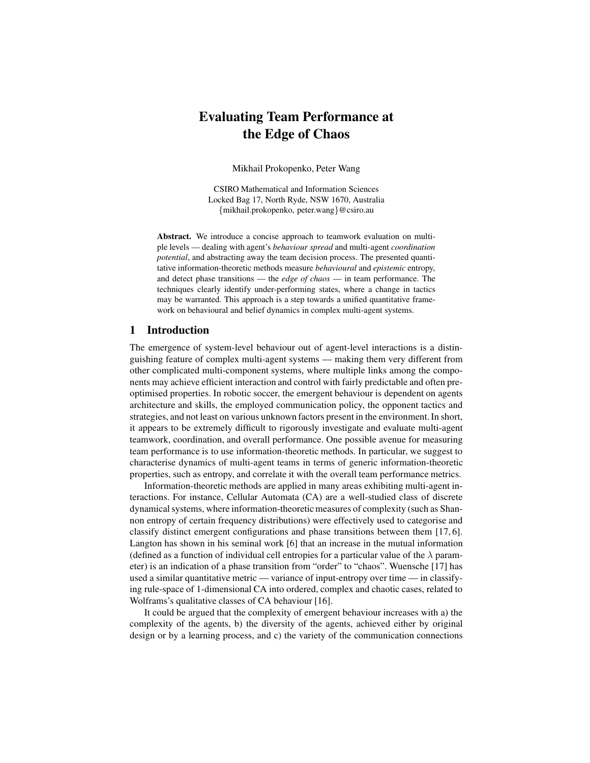# Evaluating Team Performance at the Edge of Chaos

Mikhail Prokopenko, Peter Wang

CSIRO Mathematical and Information Sciences
Locked Bag 17, North Ryde, NSW 1670, Australia
{mikhail.prokopenko, peter.wang}@csiro.au

**Abstract.** We introduce a concise approach to teamwork evaluation on multiple levels — dealing with agent's *behaviour spread* and multi-agent *coordination potential*, and abstracting away the team decision process. The presented quantitative information-theoretic methods measure *behavioural* and *epistemic* entropy, and detect phase transitions — the *edge of chaos* — in team performance. The techniques clearly identify under-performing states, where a change in tactics may be warranted. This approach is a step towards a unified quantitative framework on behavioural and belief dynamics in complex multi-agent systems.

## 1 Introduction

The emergence of system-level behaviour out of agent-level interactions is a distinguishing feature of complex multi-agent systems — making them very different from other complicated multi-component systems, where multiple links among the components may achieve efficient interaction and control with fairly predictable and often pre-optimised properties. In robotic soccer, the emergent behaviour is dependent on agents architecture and skills, the employed communication policy, the opponent tactics and strategies, and not least on various unknown factors present in the environment. In short, it appears to be extremely difficult to rigorously investigate and evaluate multi-agent teamwork, coordination, and overall performance. One possible avenue for measuring team performance is to use information-theoretic methods. In particular, we suggest to characterise dynamics of multi-agent teams in terms of generic information-theoretic properties, such as entropy, and correlate it with the overall team performance metrics.

Information-theoretic methods are applied in many areas exhibiting multi-agent interactions. For instance, Cellular Automata (CA) are a well-studied class of discrete dynamical systems, where information-theoretic measures of complexity (such as Shannon entropy of certain frequency distributions) were effectively used to categorise and classify distinct emergent configurations and phase transitions between them [17, 6]. Langton has shown in his seminal work [6] that an increase in the mutual information (defined as a function of individual cell entropies for a particular value of the $\lambda$ parameter) is an indication of a phase transition from "order" to "chaos". Wuensche [17] has used a similar quantitative metric — variance of input-entropy over time — in classifying rule-space of 1-dimensional CA into ordered, complex and chaotic cases, related to Wolframs's qualitative classes of CA behaviour [16].

It could be argued that the complexity of emergent behaviour increases with a) the complexity of the agents, b) the diversity of the agents, achieved either by original design or by a learning process, and c) the variety of the communication connections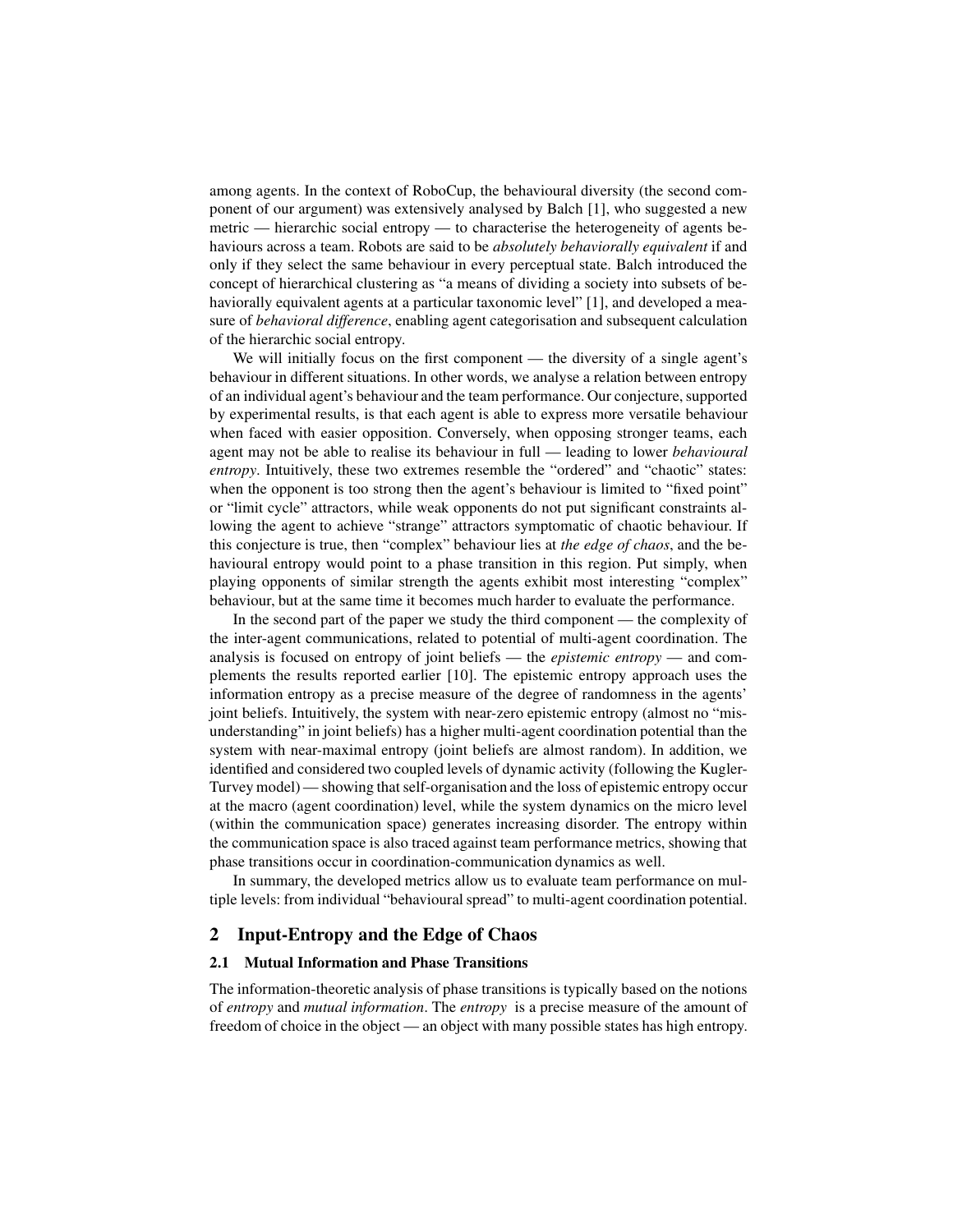among agents. In the context of RoboCup, the behavioural diversity (the second component of our argument) was extensively analysed by Balch [1], who suggested a new metric — hierarchic social entropy — to characterise the heterogeneity of agents behaviours across a team. Robots are said to be *absolutely behaviorally equivalent* if and only if they select the same behaviour in every perceptual state. Balch introduced the concept of hierarchical clustering as "a means of dividing a society into subsets of behaviorally equivalent agents at a particular taxonomic level" [1], and developed a measure of *behavioral difference*, enabling agent categorisation and subsequent calculation of the hierarchic social entropy.

We will initially focus on the first component — the diversity of a single agent's behaviour in different situations. In other words, we analyse a relation between entropy of an individual agent's behaviour and the team performance. Our conjecture, supported by experimental results, is that each agent is able to express more versatile behaviour when faced with easier opposition. Conversely, when opposing stronger teams, each agent may not be able to realise its behaviour in full — leading to lower *behavioural entropy*. Intuitively, these two extremes resemble the "ordered" and "chaotic" states: when the opponent is too strong then the agent's behaviour is limited to "fixed point" or "limit cycle" attractors, while weak opponents do not put significant constraints allowing the agent to achieve "strange" attractors symptomatic of chaotic behaviour. If this conjecture is true, then "complex" behaviour lies at *the edge of chaos*, and the behavioural entropy would point to a phase transition in this region. Put simply, when playing opponents of similar strength the agents exhibit most interesting "complex" behaviour, but at the same time it becomes much harder to evaluate the performance.

In the second part of the paper we study the third component — the complexity of the inter-agent communications, related to potential of multi-agent coordination. The analysis is focused on entropy of joint beliefs — the *epistemic entropy* — and complements the results reported earlier [10]. The epistemic entropy approach uses the information entropy as a precise measure of the degree of randomness in the agents' joint beliefs. Intuitively, the system with near-zero epistemic entropy (almost no "misunderstanding" in joint beliefs) has a higher multi-agent coordination potential than the system with near-maximal entropy (joint beliefs are almost random). In addition, we identified and considered two coupled levels of dynamic activity (following the Kugler-Turvey model) — showing that self-organisation and the loss of epistemic entropy occur at the macro (agent coordination) level, while the system dynamics on the micro level (within the communication space) generates increasing disorder. The entropy within the communication space is also traced against team performance metrics, showing that phase transitions occur in coordination-communication dynamics as well.

In summary, the developed metrics allow us to evaluate team performance on multiple levels: from individual "behavioural spread" to multi-agent coordination potential.

## 2 Input-Entropy and the Edge of Chaos

### 2.1 Mutual Information and Phase Transitions

The information-theoretic analysis of phase transitions is typically based on the notions of *entropy* and *mutual information*. The *entropy* is a precise measure of the amount of freedom of choice in the object — an object with many possible states has high entropy.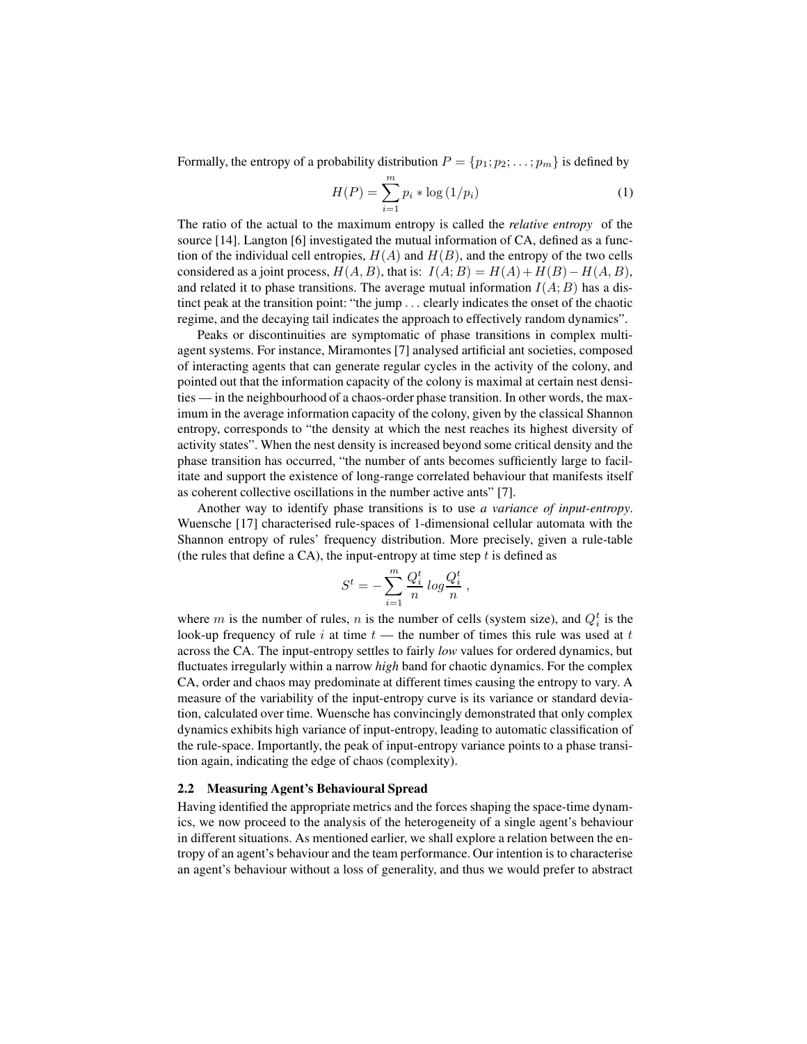Formally, the entropy of a probability distribution $P = \{p_1; p_2; \ldots; p_m\}$ is defined by

$$H(P) = \sum_{i=1}^{m} p_i * \log(1/p_i) \tag{1}$$

The ratio of the actual to the maximum entropy is called the *relative entropy* of the source [14]. Langton [6] investigated the mutual information of CA, defined as a function of the individual cell entropies, $H(A)$ and $H(B)$, and the entropy of the two cells considered as a joint process, $H(A, B)$, that is: $I(A; B) = H(A) + H(B) - H(A, B)$, and related it to phase transitions. The average mutual information $I(A; B)$ has a distinct peak at the transition point: "the jump ... clearly indicates the onset of the chaotic regime, and the decaying tail indicates the approach to effectively random dynamics".

Peaks or discontinuities are symptomatic of phase transitions in complex multi-agent systems. For instance, Miramontes [7] analysed artificial ant societies, composed of interacting agents that can generate regular cycles in the activity of the colony, and pointed out that the information capacity of the colony is maximal at certain nest densities — in the neighbourhood of a chaos-order phase transition. In other words, the maximum in the average information capacity of the colony, given by the classical Shannon entropy, corresponds to "the density at which the nest reaches its highest diversity of activity states". When the nest density is increased beyond some critical density and the phase transition has occurred, "the number of ants becomes sufficiently large to facilitate and support the existence of long-range correlated behaviour that manifests itself as coherent collective oscillations in the number active ants" [7].

Another way to identify phase transitions is to use *a variance of input-entropy*. Wuensche [17] characterised rule-spaces of 1-dimensional cellular automata with the Shannon entropy of rules' frequency distribution. More precisely, given a rule-table (the rules that define a CA), the input-entropy at time step $t$ is defined as

$$S^t = -\sum_{i=1}^{m} \frac{Q_i^t}{n} \, log \frac{Q_i^t}{n} \, ,$$

where $m$ is the number of rules, $n$ is the number of cells (system size), and $Q_i^t$ is the look-up frequency of rule $i$ at time $t$ — the number of times this rule was used at $t$ across the CA. The input-entropy settles to fairly *low* values for ordered dynamics, but fluctuates irregularly within a narrow *high* band for chaotic dynamics. For the complex CA, order and chaos may predominate at different times causing the entropy to vary. A measure of the variability of the input-entropy curve is its variance or standard deviation, calculated over time. Wuensche has convincingly demonstrated that only complex dynamics exhibits high variance of input-entropy, leading to automatic classification of the rule-space. Importantly, the peak of input-entropy variance points to a phase transition again, indicating the edge of chaos (complexity).

### 2.2 Measuring Agent's Behavioural Spread

Having identified the appropriate metrics and the forces shaping the space-time dynamics, we now proceed to the analysis of the heterogeneity of a single agent's behaviour in different situations. As mentioned earlier, we shall explore a relation between the entropy of an agent's behaviour and the team performance. Our intention is to characterise an agent's behaviour without a loss of generality, and thus we would prefer to abstract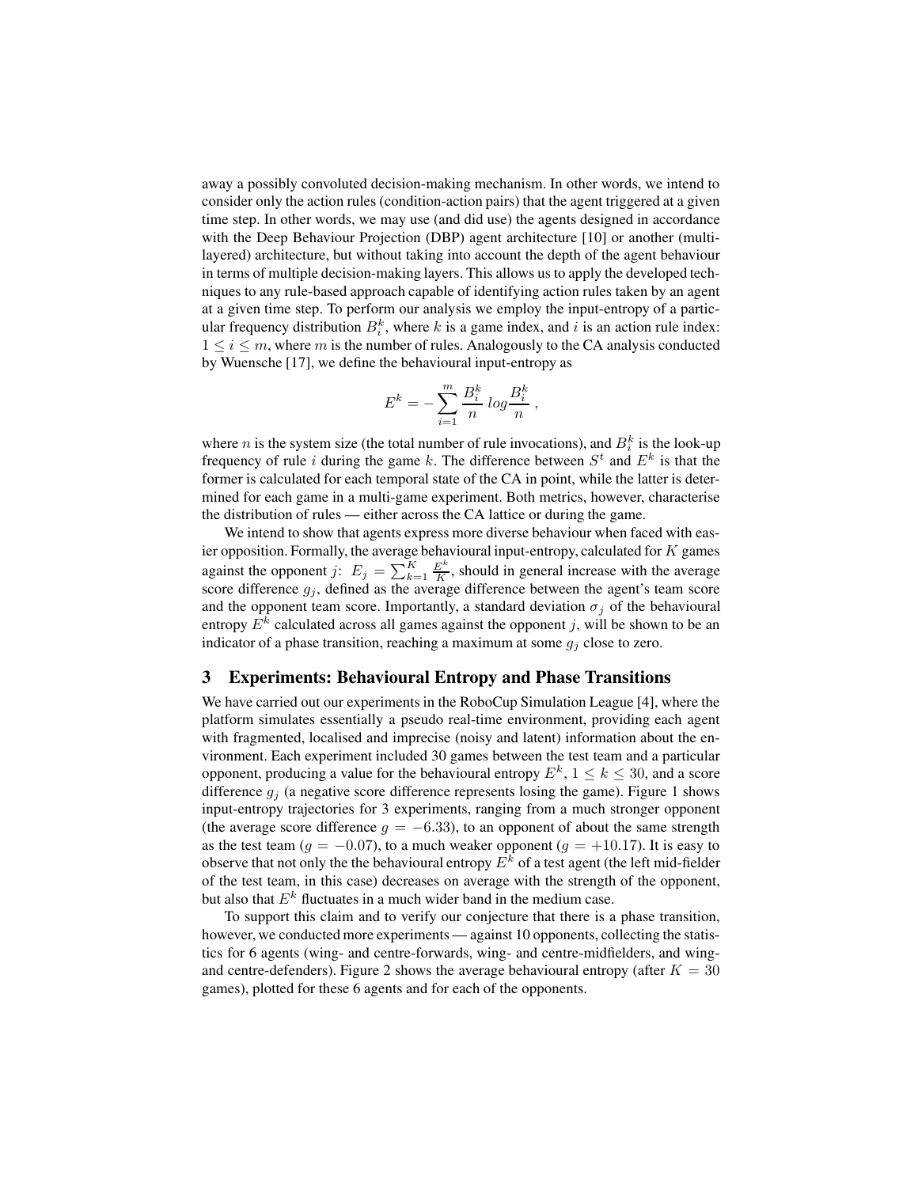away a possibly convoluted decision-making mechanism. In other words, we intend to consider only the action rules (condition-action pairs) that the agent triggered at a given time step. In other words, we may use (and did use) the agents designed in accordance with the Deep Behaviour Projection (DBP) agent architecture [10] or another (multi-layered) architecture, but without taking into account the depth of the agent behaviour in terms of multiple decision-making layers. This allows us to apply the developed techniques to any rule-based approach capable of identifying action rules taken by an agent at a given time step. To perform our analysis we employ the input-entropy of a particular frequency distribution $B_i^k$, where $k$ is a game index, and $i$ is an action rule index: $1 \leq i \leq m$, where $m$ is the number of rules. Analogously to the CA analysis conducted by Wuensche [17], we define the behavioural input-entropy as

$$E^k = -\sum_{i=1}^{m} \frac{B_i^k}{n} \, log \frac{B_i^k}{n} \; ,$$

where $n$ is the system size (the total number of rule invocations), and $B_i^k$ is the look-up frequency of rule $i$ during the game $k$. The difference between $S^t$ and $E^k$ is that the former is calculated for each temporal state of the CA in point, while the latter is determined for each game in a multi-game experiment. Both metrics, however, characterise the distribution of rules — either across the CA lattice or during the game.

We intend to show that agents express more diverse behaviour when faced with easier opposition. Formally, the average behavioural input-entropy, calculated for $K$ games against the opponent $j$: $E_j = \sum_{k=1}^{K} \frac{E^k}{K}$, should in general increase with the average score difference $g_j$, defined as the average difference between the agent's team score and the opponent team score. Importantly, a standard deviation $\sigma_j$ of the behavioural entropy $E^k$ calculated across all games against the opponent $j$, will be shown to be an indicator of a phase transition, reaching a maximum at some $g_j$ close to zero.

## 3 Experiments: Behavioural Entropy and Phase Transitions

We have carried out our experiments in the RoboCup Simulation League [4], where the platform simulates essentially a pseudo real-time environment, providing each agent with fragmented, localised and imprecise (noisy and latent) information about the environment. Each experiment included 30 games between the test team and a particular opponent, producing a value for the behavioural entropy $E^k$, $1 \leq k \leq 30$, and a score difference $g_j$ (a negative score difference represents losing the game). Figure 1 shows input-entropy trajectories for 3 experiments, ranging from a much stronger opponent (the average score difference $g = -6.33$), to an opponent of about the same strength as the test team ($g = -0.07$), to a much weaker opponent ($g = +10.17$). It is easy to observe that not only the the behavioural entropy $E^k$ of a test agent (the left mid-fielder of the test team, in this case) decreases on average with the strength of the opponent, but also that $E^k$ fluctuates in a much wider band in the medium case.

To support this claim and to verify our conjecture that there is a phase transition, however, we conducted more experiments — against 10 opponents, collecting the statistics for 6 agents (wing- and centre-forwards, wing- and centre-midfielders, and wing- and centre-defenders). Figure 2 shows the average behavioural entropy (after $K = 30$ games), plotted for these 6 agents and for each of the opponents.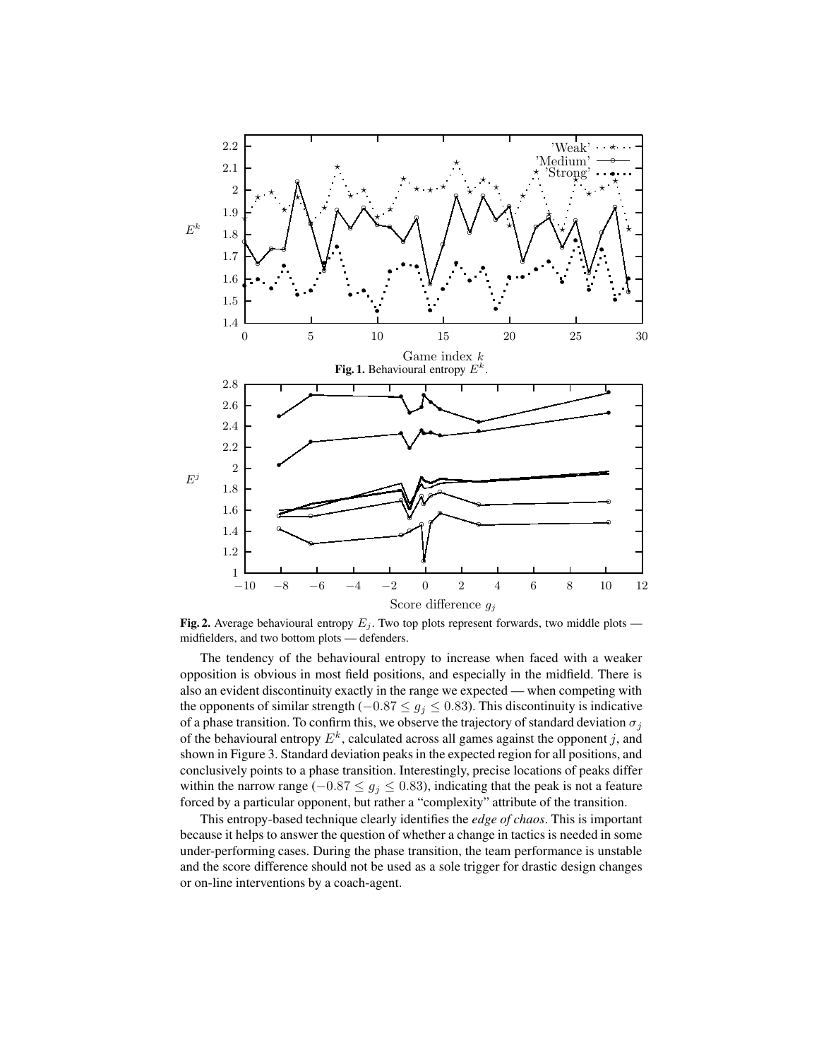**Fig. 1.** Behavioural entropy $E^k$.

**Fig. 2.** Average behavioural entropy $E_j$. Two top plots represent forwards, two middle plots — midfielders, and two bottom plots — defenders.

The tendency of the behavioural entropy to increase when faced with a weaker opposition is obvious in most field positions, and especially in the midfield. There is also an evident discontinuity exactly in the range we expected — when competing with the opponents of similar strength ($-0.87 \leq g_j \leq 0.83$). This discontinuity is indicative of a phase transition. To confirm this, we observe the trajectory of standard deviation $\sigma_j$ of the behavioural entropy $E^k$, calculated across all games against the opponent $j$, and shown in Figure 3. Standard deviation peaks in the expected region for all positions, and conclusively points to a phase transition. Interestingly, precise locations of peaks differ within the narrow range ($-0.87 \leq g_j \leq 0.83$), indicating that the peak is not a feature forced by a particular opponent, but rather a "complexity" attribute of the transition.

This entropy-based technique clearly identifies the *edge of chaos*. This is important because it helps to answer the question of whether a change in tactics is needed in some under-performing cases. During the phase transition, the team performance is unstable and the score difference should not be used as a sole trigger for drastic design changes or on-line interventions by a coach-agent.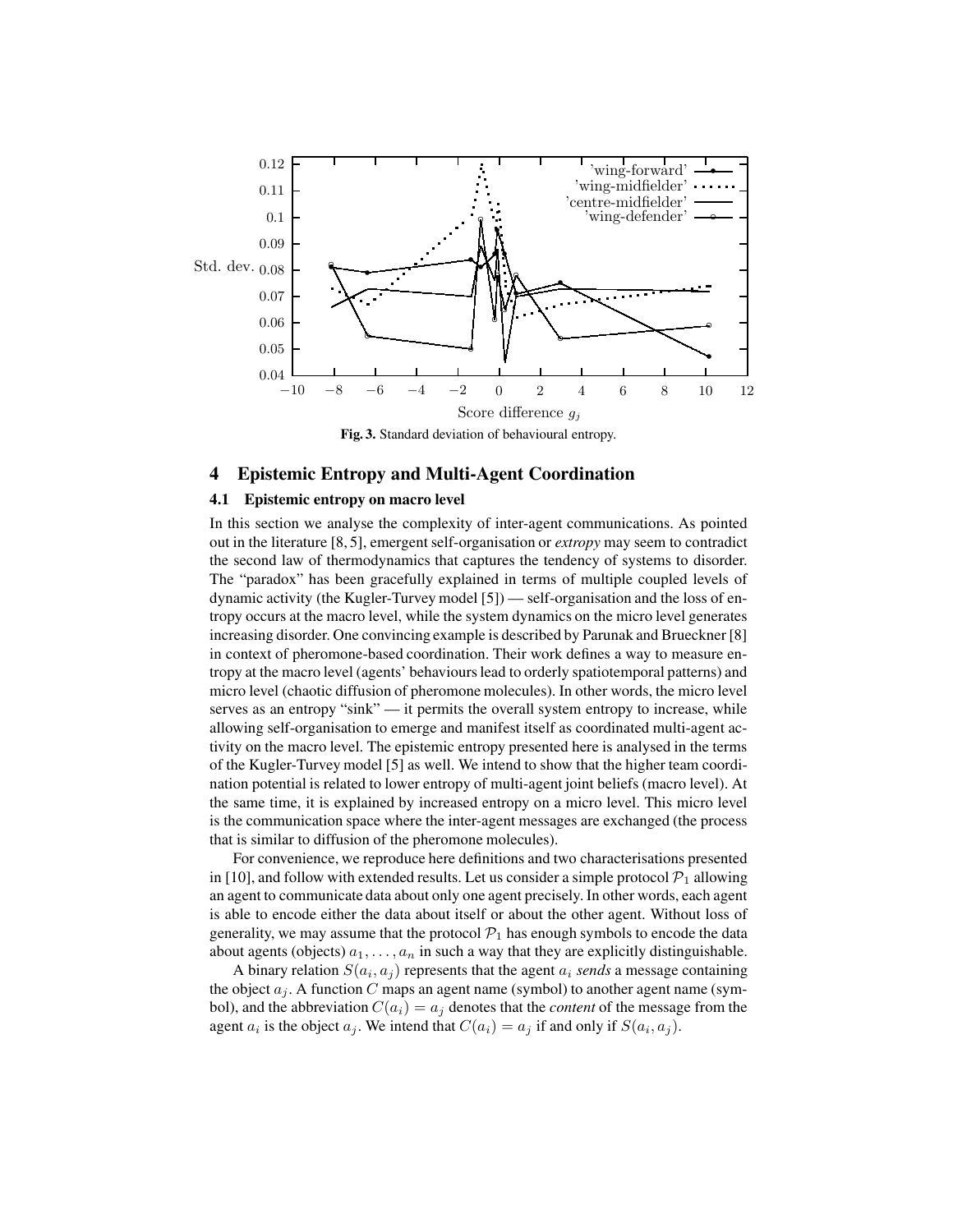**Fig. 3.** Standard deviation of behavioural entropy.

## 4 Epistemic Entropy and Multi-Agent Coordination

### 4.1 Epistemic entropy on macro level

In this section we analyse the complexity of inter-agent communications. As pointed out in the literature [8, 5], emergent self-organisation or *extropy* may seem to contradict the second law of thermodynamics that captures the tendency of systems to disorder. The "paradox" has been gracefully explained in terms of multiple coupled levels of dynamic activity (the Kugler-Turvey model [5]) — self-organisation and the loss of entropy occurs at the macro level, while the system dynamics on the micro level generates increasing disorder. One convincing example is described by Parunak and Brueckner [8] in context of pheromone-based coordination. Their work defines a way to measure entropy at the macro level (agents' behaviours lead to orderly spatiotemporal patterns) and micro level (chaotic diffusion of pheromone molecules). In other words, the micro level serves as an entropy "sink" — it permits the overall system entropy to increase, while allowing self-organisation to emerge and manifest itself as coordinated multi-agent activity on the macro level. The epistemic entropy presented here is analysed in the terms of the Kugler-Turvey model [5] as well. We intend to show that the higher team coordination potential is related to lower entropy of multi-agent joint beliefs (macro level). At the same time, it is explained by increased entropy on a micro level. This micro level is the communication space where the inter-agent messages are exchanged (the process that is similar to diffusion of the pheromone molecules).

For convenience, we reproduce here definitions and two characterisations presented in [10], and follow with extended results. Let us consider a simple protocol $\mathcal{P}_1$ allowing an agent to communicate data about only one agent precisely. In other words, each agent is able to encode either the data about itself or about the other agent. Without loss of generality, we may assume that the protocol $\mathcal{P}_1$ has enough symbols to encode the data about agents (objects) $a_1, \ldots, a_n$ in such a way that they are explicitly distinguishable.

A binary relation $S(a_i, a_j)$ represents that the agent $a_i$ *sends* a message containing the object $a_j$. A function $C$ maps an agent name (symbol) to another agent name (symbol), and the abbreviation $C(a_i) = a_j$ denotes that the *content* of the message from the agent $a_i$ is the object $a_j$. We intend that $C(a_i) = a_j$ if and only if $S(a_i, a_j)$.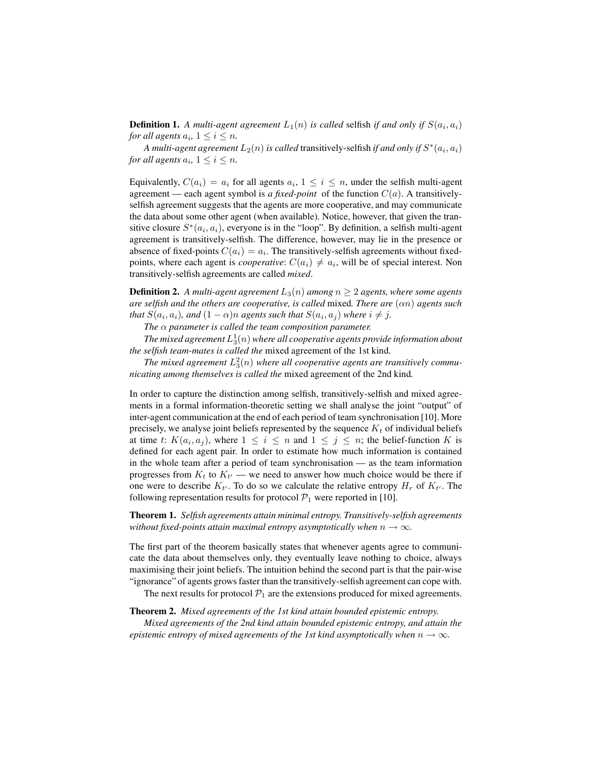**Definition 1.** *A multi-agent agreement $L_1(n)$ is called* selfish *if and only if $S(a_i, a_i)$ for all agents $a_i$, $1 \leq i \leq n$.*

*A multi-agent agreement $L_2(n)$ is called* transitively-selfish *if and only if $S^*(a_i, a_i)$ for all agents $a_i$, $1 \leq i \leq n$.*

Equivalently, $C(a_i) = a_i$ for all agents $a_i$, $1 \leq i \leq n$, under the selfish multi-agent agreement — each agent symbol is *a fixed-point* of the function $C(a)$. A transitively-selfish agreement suggests that the agents are more cooperative, and may communicate the data about some other agent (when available). Notice, however, that given the transitive closure $S^*(a_i, a_i)$, everyone is in the "loop". By definition, a selfish multi-agent agreement is transitively-selfish. The difference, however, may lie in the presence or absence of fixed-points $C(a_i) = a_i$. The transitively-selfish agreements without fixed-points, where each agent is *cooperative*: $C(a_i) \neq a_i$, will be of special interest. Non transitively-selfish agreements are called *mixed*.

**Definition 2.** *A multi-agent agreement $L_3(n)$ among $n \geq 2$ agents, where some agents are selfish and the others are cooperative, is called* mixed*. There are $(\alpha n)$ agents such that $S(a_i, a_i)$, and $(1 - \alpha)n$ agents such that $S(a_i, a_j)$ where $i \neq j$.*

*The $\alpha$ parameter is called the team composition parameter.*

*The mixed agreement $L_3^1(n)$ where all cooperative agents provide information about the selfish team-mates is called the* mixed agreement of the 1st kind*.*

*The mixed agreement $L_3^2(n)$ where all cooperative agents are transitively communicating among themselves is called the* mixed agreement of the 2nd kind*.*

In order to capture the distinction among selfish, transitively-selfish and mixed agreements in a formal information-theoretic setting we shall analyse the joint "output" of inter-agent communication at the end of each period of team synchronisation [10]. More precisely, we analyse joint beliefs represented by the sequence $K_t$ of individual beliefs at time $t$: $K(a_i, a_j)$, where $1 \leq i \leq n$ and $1 \leq j \leq n$; the belief-function $K$ is defined for each agent pair. In order to estimate how much information is contained in the whole team after a period of team synchronisation — as the team information progresses from $K_t$ to $K_{t'}$ — we need to answer how much choice would be there if one were to describe $K_{t'}$. To do so we calculate the relative entropy $H_r$ of $K_{t'}$. The following representation results for protocol $\mathcal{P}_1$ were reported in [10].

**Theorem 1.** *Selfish agreements attain minimal entropy. Transitively-selfish agreements without fixed-points attain maximal entropy asymptotically when $n \to \infty$.*

The first part of the theorem basically states that whenever agents agree to communicate the data about themselves only, they eventually leave nothing to choice, always maximising their joint beliefs. The intuition behind the second part is that the pair-wise "ignorance" of agents grows faster than the transitively-selfish agreement can cope with.

The next results for protocol $\mathcal{P}_1$ are the extensions produced for mixed agreements.

**Theorem 2.** *Mixed agreements of the 1st kind attain bounded epistemic entropy.*

*Mixed agreements of the 2nd kind attain bounded epistemic entropy, and attain the epistemic entropy of mixed agreements of the 1st kind asymptotically when $n \to \infty$.*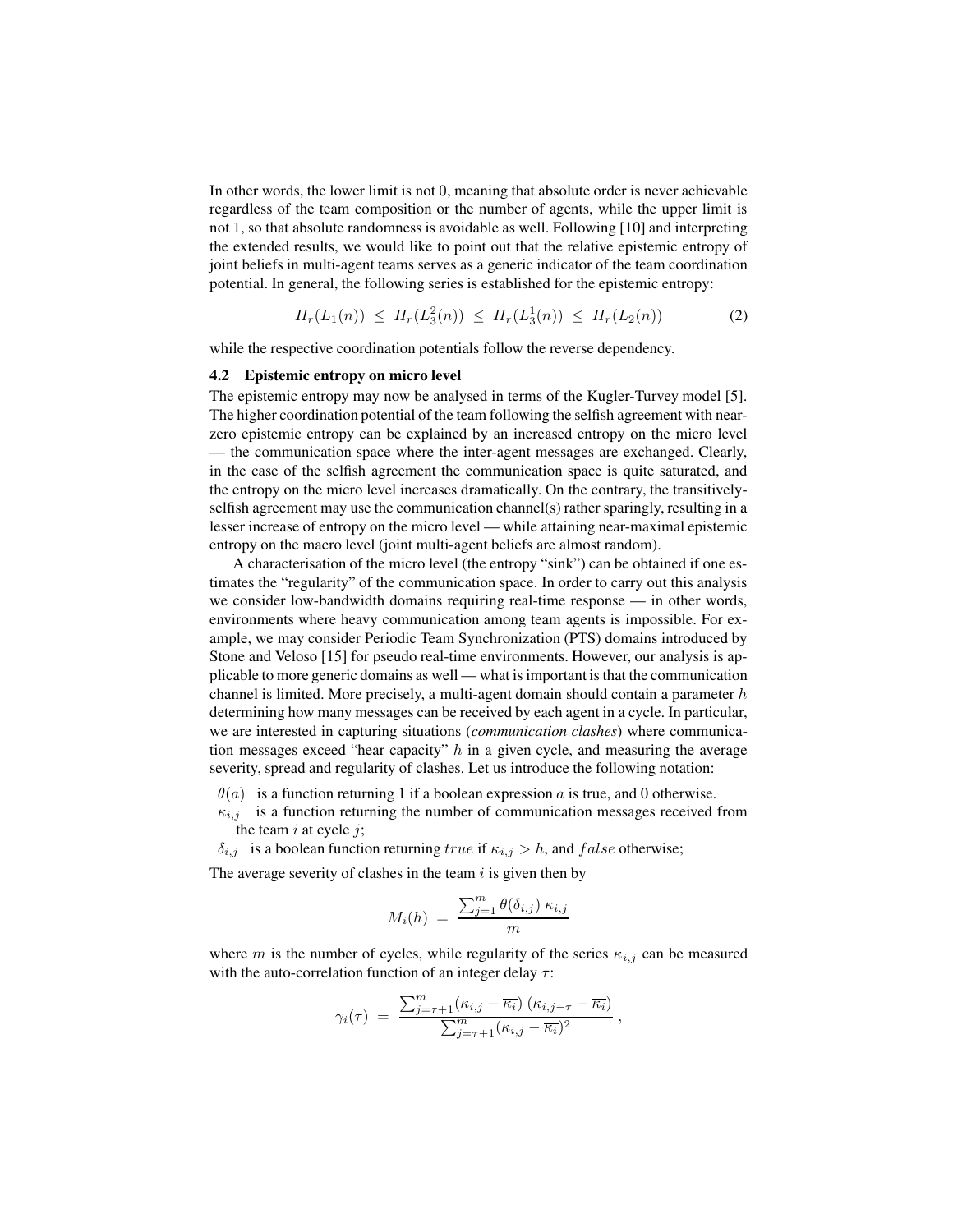In other words, the lower limit is not 0, meaning that absolute order is never achievable regardless of the team composition or the number of agents, while the upper limit is not 1, so that absolute randomness is avoidable as well. Following [10] and interpreting the extended results, we would like to point out that the relative epistemic entropy of joint beliefs in multi-agent teams serves as a generic indicator of the team coordination potential. In general, the following series is established for the epistemic entropy:

$$H_r(L_1(n)) \;\leq\; H_r(L_3^2(n)) \;\leq\; H_r(L_3^1(n)) \;\leq\; H_r(L_2(n)) \qquad (2)$$

while the respective coordination potentials follow the reverse dependency.

### 4.2 Epistemic entropy on micro level

The epistemic entropy may now be analysed in terms of the Kugler-Turvey model [5]. The higher coordination potential of the team following the selfish agreement with near-zero epistemic entropy can be explained by an increased entropy on the micro level — the communication space where the inter-agent messages are exchanged. Clearly, in the case of the selfish agreement the communication space is quite saturated, and the entropy on the micro level increases dramatically. On the contrary, the transitively-selfish agreement may use the communication channel(s) rather sparingly, resulting in a lesser increase of entropy on the micro level — while attaining near-maximal epistemic entropy on the macro level (joint multi-agent beliefs are almost random).

A characterisation of the micro level (the entropy "sink") can be obtained if one estimates the "regularity" of the communication space. In order to carry out this analysis we consider low-bandwidth domains requiring real-time response — in other words, environments where heavy communication among team agents is impossible. For example, we may consider Periodic Team Synchronization (PTS) domains introduced by Stone and Veloso [15] for pseudo real-time environments. However, our analysis is applicable to more generic domains as well — what is important is that the communication channel is limited. More precisely, a multi-agent domain should contain a parameter $h$ determining how many messages can be received by each agent in a cycle. In particular, we are interested in capturing situations (*communication clashes*) where communication messages exceed "hear capacity" $h$ in a given cycle, and measuring the average severity, spread and regularity of clashes. Let us introduce the following notation:

- $\theta(a)$ is a function returning 1 if a boolean expression $a$ is true, and 0 otherwise.
- $\kappa_{i,j}$ is a function returning the number of communication messages received from the team $i$ at cycle $j$;
- $\delta_{i,j}$ is a boolean function returning $true$ if $\kappa_{i,j} > h$, and $false$ otherwise;

The average severity of clashes in the team $i$ is given then by

$$M_i(h) \;=\; \frac{\sum_{j=1}^{m} \theta(\delta_{i,j})\; \kappa_{i,j}}{m}$$

where $m$ is the number of cycles, while regularity of the series $\kappa_{i,j}$ can be measured with the auto-correlation function of an integer delay $\tau$:

$$\gamma_i(\tau) \;=\; \frac{\sum_{j=\tau+1}^{m} (\kappa_{i,j} - \overline{\kappa_i})\; (\kappa_{i,j-\tau} - \overline{\kappa_i})}{\sum_{j=\tau+1}^{m} (\kappa_{i,j} - \overline{\kappa_i})^2}\;,$$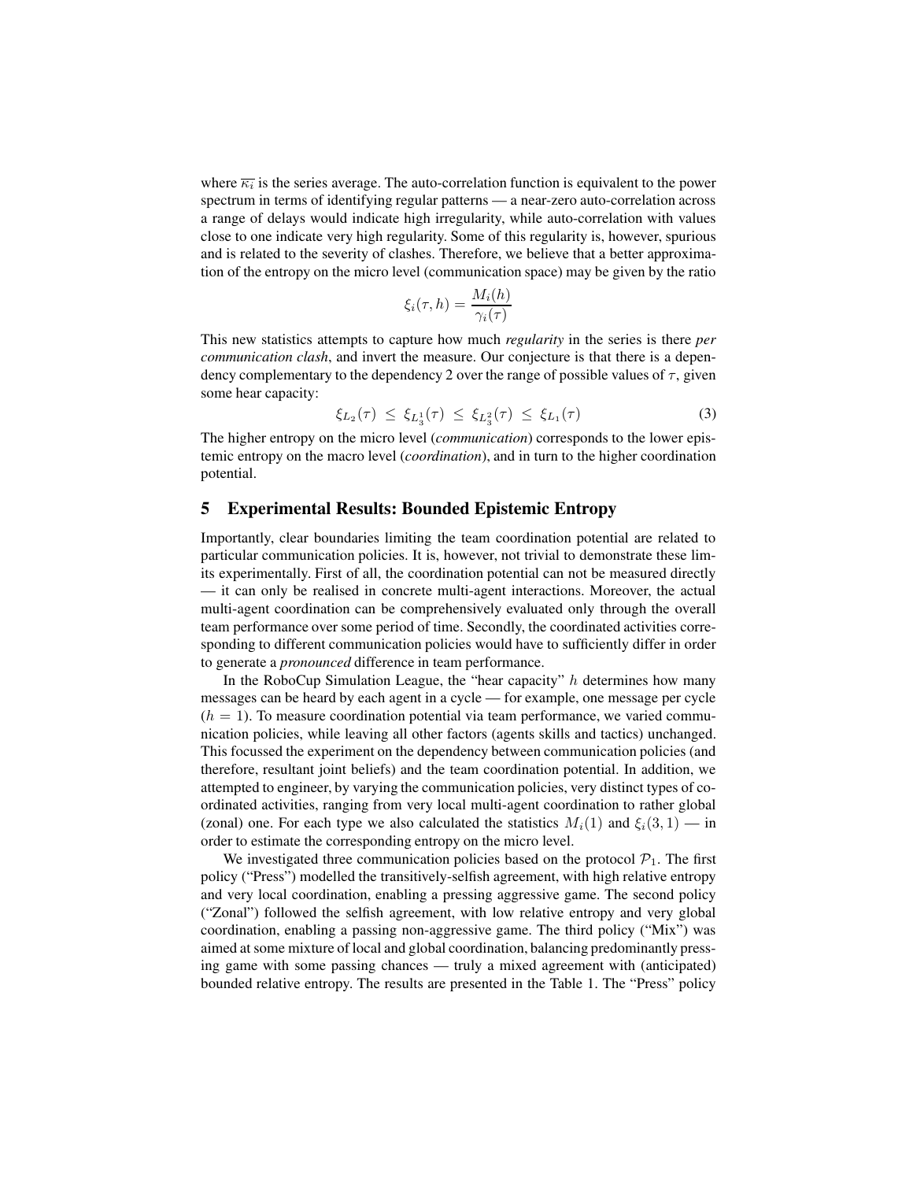where $\overline{\kappa_i}$ is the series average. The auto-correlation function is equivalent to the power spectrum in terms of identifying regular patterns — a near-zero auto-correlation across a range of delays would indicate high irregularity, while auto-correlation with values close to one indicate very high regularity. Some of this regularity is, however, spurious and is related to the severity of clashes. Therefore, we believe that a better approximation of the entropy on the micro level (communication space) may be given by the ratio

$$\xi_i(\tau, h) = \frac{M_i(h)}{\gamma_i(\tau)}$$

This new statistics attempts to capture how much *regularity* in the series is there *per communication clash*, and invert the measure. Our conjecture is that there is a dependency complementary to the dependency 2 over the range of possible values of $\tau$, given some hear capacity:

$$\xi_{L_2}(\tau) \;\leq\; \xi_{L_3^1}(\tau) \;\leq\; \xi_{L_3^2}(\tau) \;\leq\; \xi_{L_1}(\tau) \tag{3}$$

The higher entropy on the micro level (*communication*) corresponds to the lower epistemic entropy on the macro level (*coordination*), and in turn to the higher coordination potential.

## 5 Experimental Results: Bounded Epistemic Entropy

Importantly, clear boundaries limiting the team coordination potential are related to particular communication policies. It is, however, not trivial to demonstrate these limits experimentally. First of all, the coordination potential can not be measured directly — it can only be realised in concrete multi-agent interactions. Moreover, the actual multi-agent coordination can be comprehensively evaluated only through the overall team performance over some period of time. Secondly, the coordinated activities corresponding to different communication policies would have to sufficiently differ in order to generate a *pronounced* difference in team performance.

In the RoboCup Simulation League, the "hear capacity" $h$ determines how many messages can be heard by each agent in a cycle — for example, one message per cycle ($h = 1$). To measure coordination potential via team performance, we varied communication policies, while leaving all other factors (agents skills and tactics) unchanged. This focussed the experiment on the dependency between communication policies (and therefore, resultant joint beliefs) and the team coordination potential. In addition, we attempted to engineer, by varying the communication policies, very distinct types of coordinated activities, ranging from very local multi-agent coordination to rather global (zonal) one. For each type we also calculated the statistics $M_i(1)$ and $\xi_i(3, 1)$ — in order to estimate the corresponding entropy on the micro level.

We investigated three communication policies based on the protocol $\mathcal{P}_1$. The first policy ("Press") modelled the transitively-selfish agreement, with high relative entropy and very local coordination, enabling a pressing aggressive game. The second policy ("Zonal") followed the selfish agreement, with low relative entropy and very global coordination, enabling a passing non-aggressive game. The third policy ("Mix") was aimed at some mixture of local and global coordination, balancing predominantly pressing game with some passing chances — truly a mixed agreement with (anticipated) bounded relative entropy. The results are presented in the Table 1. The "Press" policy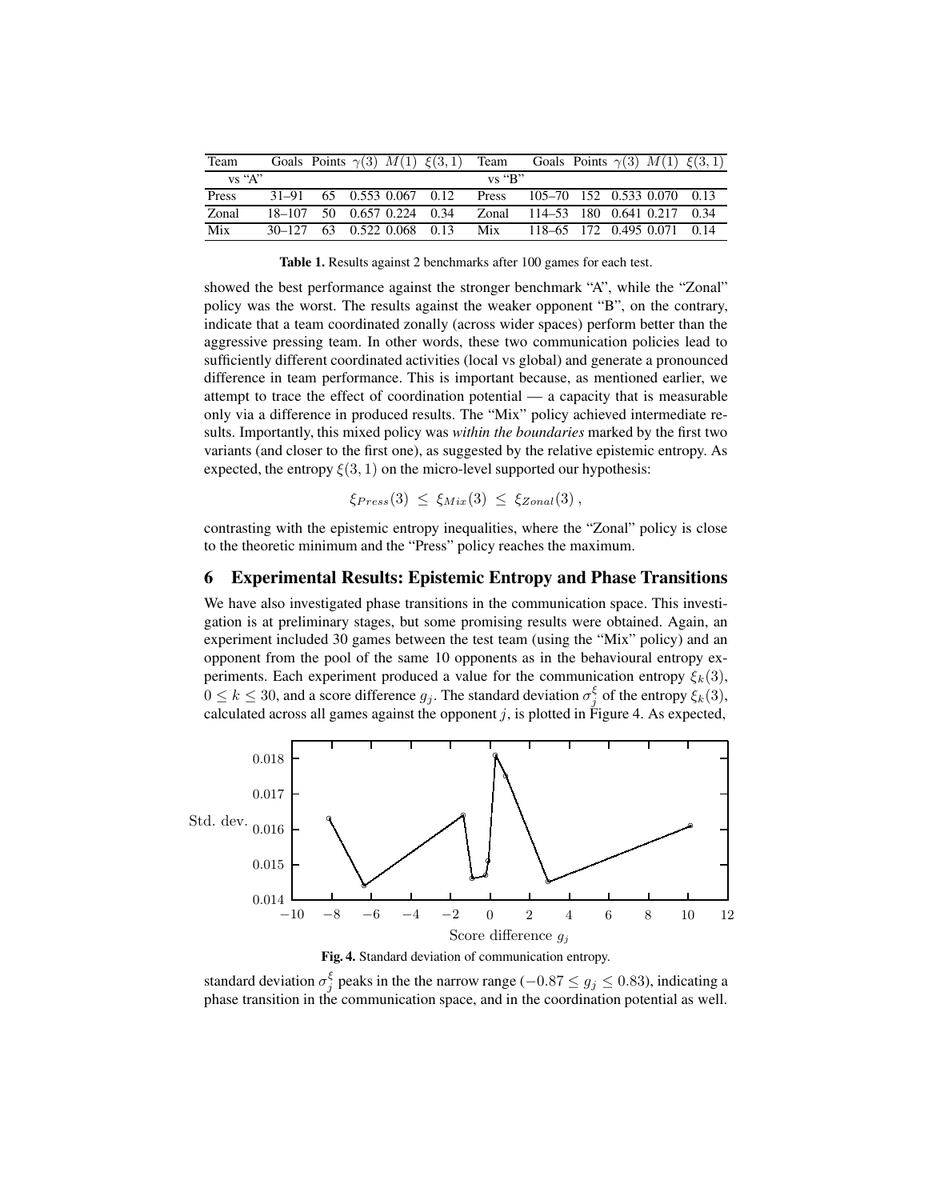| Team | Goals | Points | $\gamma(3)$ | $M(1)$ | $\xi(3,1)$ | Team | Goals | Points | $\gamma(3)$ | $M(1)$ | $\xi(3,1)$ |
|---|---|---|---|---|---|---|---|---|---|---|---|
| vs "A" | | | | | | vs "B" | | | | | |
| Press | 31–91 | 65 | 0.553 | 0.067 | 0.12 | Press | 105–70 | 152 | 0.533 | 0.070 | 0.13 |
| Zonal | 18–107 | 50 | 0.657 | 0.224 | 0.34 | Zonal | 114–53 | 180 | 0.641 | 0.217 | 0.34 |
| Mix | 30–127 | 63 | 0.522 | 0.068 | 0.13 | Mix | 118–65 | 172 | 0.495 | 0.071 | 0.14 |

**Table 1.** Results against 2 benchmarks after 100 games for each test.

showed the best performance against the stronger benchmark "A", while the "Zonal" policy was the worst. The results against the weaker opponent "B", on the contrary, indicate that a team coordinated zonally (across wider spaces) perform better than the aggressive pressing team. In other words, these two communication policies lead to sufficiently different coordinated activities (local vs global) and generate a pronounced difference in team performance. This is important because, as mentioned earlier, we attempt to trace the effect of coordination potential — a capacity that is measurable only via a difference in produced results. The "Mix" policy achieved intermediate results. Importantly, this mixed policy was *within the boundaries* marked by the first two variants (and closer to the first one), as suggested by the relative epistemic entropy. As expected, the entropy $\xi(3,1)$ on the micro-level supported our hypothesis:

$$\xi_{Press}(3) \leq \xi_{Mix}(3) \leq \xi_{Zonal}(3),$$

contrasting with the epistemic entropy inequalities, where the "Zonal" policy is close to the theoretic minimum and the "Press" policy reaches the maximum.

## 6 Experimental Results: Epistemic Entropy and Phase Transitions

We have also investigated phase transitions in the communication space. This investigation is at preliminary stages, but some promising results were obtained. Again, an experiment included 30 games between the test team (using the "Mix" policy) and an opponent from the pool of the same 10 opponents as in the behavioural entropy experiments. Each experiment produced a value for the communication entropy $\xi_k(3)$, $0 \leq k \leq 30$, and a score difference $g_j$. The standard deviation $\sigma_j^{\xi}$ of the entropy $\xi_k(3)$, calculated across all games against the opponent $j$, is plotted in Figure 4. As expected,

**Fig. 4.** Standard deviation of communication entropy.

standard deviation $\sigma_j^{\xi}$ peaks in the the narrow range $(-0.87 \leq g_j \leq 0.83)$, indicating a phase transition in the communication space, and in the coordination potential as well.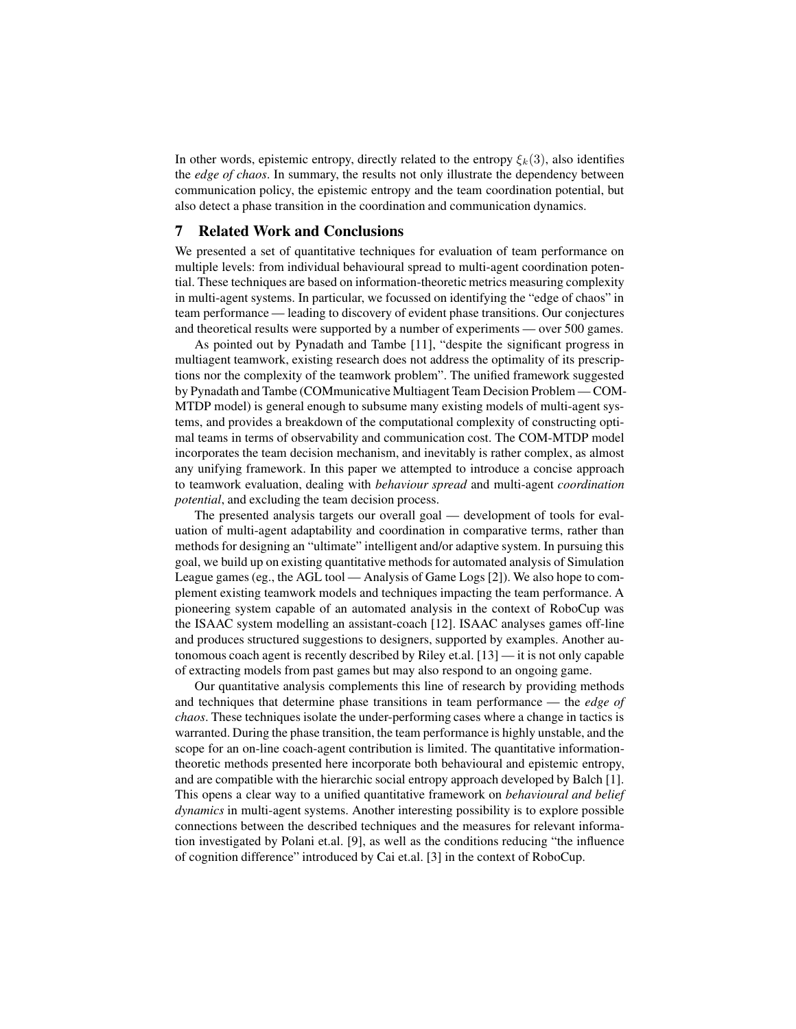In other words, epistemic entropy, directly related to the entropy $\xi_k(3)$, also identifies the *edge of chaos*. In summary, the results not only illustrate the dependency between communication policy, the epistemic entropy and the team coordination potential, but also detect a phase transition in the coordination and communication dynamics.

## 7 Related Work and Conclusions

We presented a set of quantitative techniques for evaluation of team performance on multiple levels: from individual behavioural spread to multi-agent coordination potential. These techniques are based on information-theoretic metrics measuring complexity in multi-agent systems. In particular, we focussed on identifying the "edge of chaos" in team performance — leading to discovery of evident phase transitions. Our conjectures and theoretical results were supported by a number of experiments — over 500 games.

As pointed out by Pynadath and Tambe [11], "despite the significant progress in multiagent teamwork, existing research does not address the optimality of its prescriptions nor the complexity of the teamwork problem". The unified framework suggested by Pynadath and Tambe (COMmunicative Multiagent Team Decision Problem — COM-MTDP model) is general enough to subsume many existing models of multi-agent systems, and provides a breakdown of the computational complexity of constructing optimal teams in terms of observability and communication cost. The COM-MTDP model incorporates the team decision mechanism, and inevitably is rather complex, as almost any unifying framework. In this paper we attempted to introduce a concise approach to teamwork evaluation, dealing with *behaviour spread* and multi-agent *coordination potential*, and excluding the team decision process.

The presented analysis targets our overall goal — development of tools for evaluation of multi-agent adaptability and coordination in comparative terms, rather than methods for designing an "ultimate" intelligent and/or adaptive system. In pursuing this goal, we build up on existing quantitative methods for automated analysis of Simulation League games (eg., the AGL tool — Analysis of Game Logs [2]). We also hope to complement existing teamwork models and techniques impacting the team performance. A pioneering system capable of an automated analysis in the context of RoboCup was the ISAAC system modelling an assistant-coach [12]. ISAAC analyses games off-line and produces structured suggestions to designers, supported by examples. Another autonomous coach agent is recently described by Riley et.al. [13] — it is not only capable of extracting models from past games but may also respond to an ongoing game.

Our quantitative analysis complements this line of research by providing methods and techniques that determine phase transitions in team performance — the *edge of chaos*. These techniques isolate the under-performing cases where a change in tactics is warranted. During the phase transition, the team performance is highly unstable, and the scope for an on-line coach-agent contribution is limited. The quantitative information-theoretic methods presented here incorporate both behavioural and epistemic entropy, and are compatible with the hierarchic social entropy approach developed by Balch [1]. This opens a clear way to a unified quantitative framework on *behavioural and belief dynamics* in multi-agent systems. Another interesting possibility is to explore possible connections between the described techniques and the measures for relevant information investigated by Polani et.al. [9], as well as the conditions reducing "the influence of cognition difference" introduced by Cai et.al. [3] in the context of RoboCup.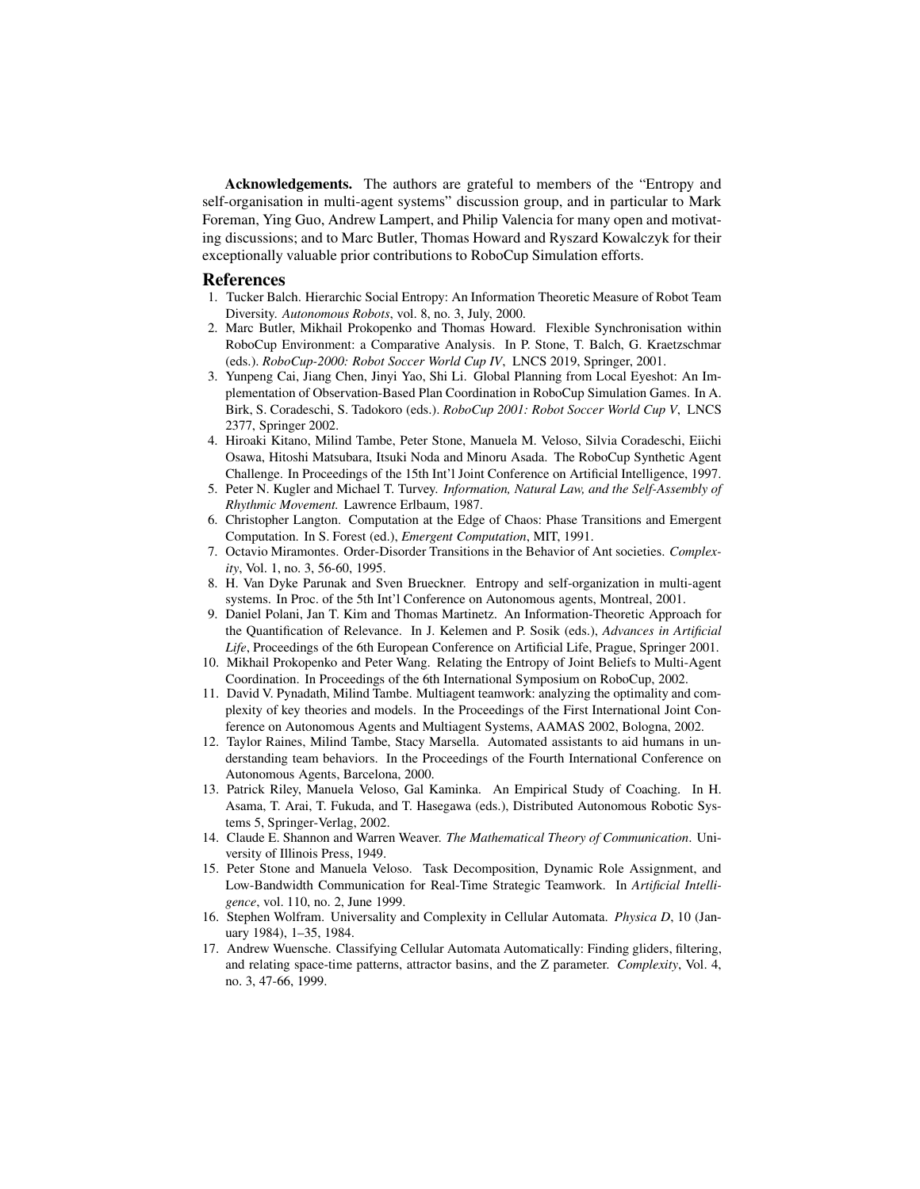**Acknowledgements.** The authors are grateful to members of the "Entropy and self-organisation in multi-agent systems" discussion group, and in particular to Mark Foreman, Ying Guo, Andrew Lampert, and Philip Valencia for many open and motivating discussions; and to Marc Butler, Thomas Howard and Ryszard Kowalczyk for their exceptionally valuable prior contributions to RoboCup Simulation efforts.

## References

1. Tucker Balch. Hierarchic Social Entropy: An Information Theoretic Measure of Robot Team Diversity. *Autonomous Robots*, vol. 8, no. 3, July, 2000.
2. Marc Butler, Mikhail Prokopenko and Thomas Howard. Flexible Synchronisation within RoboCup Environment: a Comparative Analysis. In P. Stone, T. Balch, G. Kraetzschmar (eds.). *RoboCup-2000: Robot Soccer World Cup IV*, LNCS 2019, Springer, 2001.
3. Yunpeng Cai, Jiang Chen, Jinyi Yao, Shi Li. Global Planning from Local Eyeshot: An Implementation of Observation-Based Plan Coordination in RoboCup Simulation Games. In A. Birk, S. Coradeschi, S. Tadokoro (eds.). *RoboCup 2001: Robot Soccer World Cup V*, LNCS 2377, Springer 2002.
4. Hiroaki Kitano, Milind Tambe, Peter Stone, Manuela M. Veloso, Silvia Coradeschi, Eiichi Osawa, Hitoshi Matsubara, Itsuki Noda and Minoru Asada. The RoboCup Synthetic Agent Challenge. In Proceedings of the 15th Int'l Joint Conference on Artificial Intelligence, 1997.
5. Peter N. Kugler and Michael T. Turvey. *Information, Natural Law, and the Self-Assembly of Rhythmic Movement.* Lawrence Erlbaum, 1987.
6. Christopher Langton. Computation at the Edge of Chaos: Phase Transitions and Emergent Computation. In S. Forest (ed.), *Emergent Computation*, MIT, 1991.
7. Octavio Miramontes. Order-Disorder Transitions in the Behavior of Ant societies. *Complexity*, Vol. 1, no. 3, 56-60, 1995.
8. H. Van Dyke Parunak and Sven Brueckner. Entropy and self-organization in multi-agent systems. In Proc. of the 5th Int'l Conference on Autonomous agents, Montreal, 2001.
9. Daniel Polani, Jan T. Kim and Thomas Martinetz. An Information-Theoretic Approach for the Quantification of Relevance. In J. Kelemen and P. Sosik (eds.), *Advances in Artificial Life*, Proceedings of the 6th European Conference on Artificial Life, Prague, Springer 2001.
10. Mikhail Prokopenko and Peter Wang. Relating the Entropy of Joint Beliefs to Multi-Agent Coordination. In Proceedings of the 6th International Symposium on RoboCup, 2002.
11. David V. Pynadath, Milind Tambe. Multiagent teamwork: analyzing the optimality and complexity of key theories and models. In the Proceedings of the First International Joint Conference on Autonomous Agents and Multiagent Systems, AAMAS 2002, Bologna, 2002.
12. Taylor Raines, Milind Tambe, Stacy Marsella. Automated assistants to aid humans in understanding team behaviors. In the Proceedings of the Fourth International Conference on Autonomous Agents, Barcelona, 2000.
13. Patrick Riley, Manuela Veloso, Gal Kaminka. An Empirical Study of Coaching. In H. Asama, T. Arai, T. Fukuda, and T. Hasegawa (eds.), Distributed Autonomous Robotic Systems 5, Springer-Verlag, 2002.
14. Claude E. Shannon and Warren Weaver. *The Mathematical Theory of Communication*. University of Illinois Press, 1949.
15. Peter Stone and Manuela Veloso. Task Decomposition, Dynamic Role Assignment, and Low-Bandwidth Communication for Real-Time Strategic Teamwork. In *Artificial Intelligence*, vol. 110, no. 2, June 1999.
16. Stephen Wolfram. Universality and Complexity in Cellular Automata. *Physica D*, 10 (January 1984), 1–35, 1984.
17. Andrew Wuensche. Classifying Cellular Automata Automatically: Finding gliders, filtering, and relating space-time patterns, attractor basins, and the Z parameter. *Complexity*, Vol. 4, no. 3, 47-66, 1999.